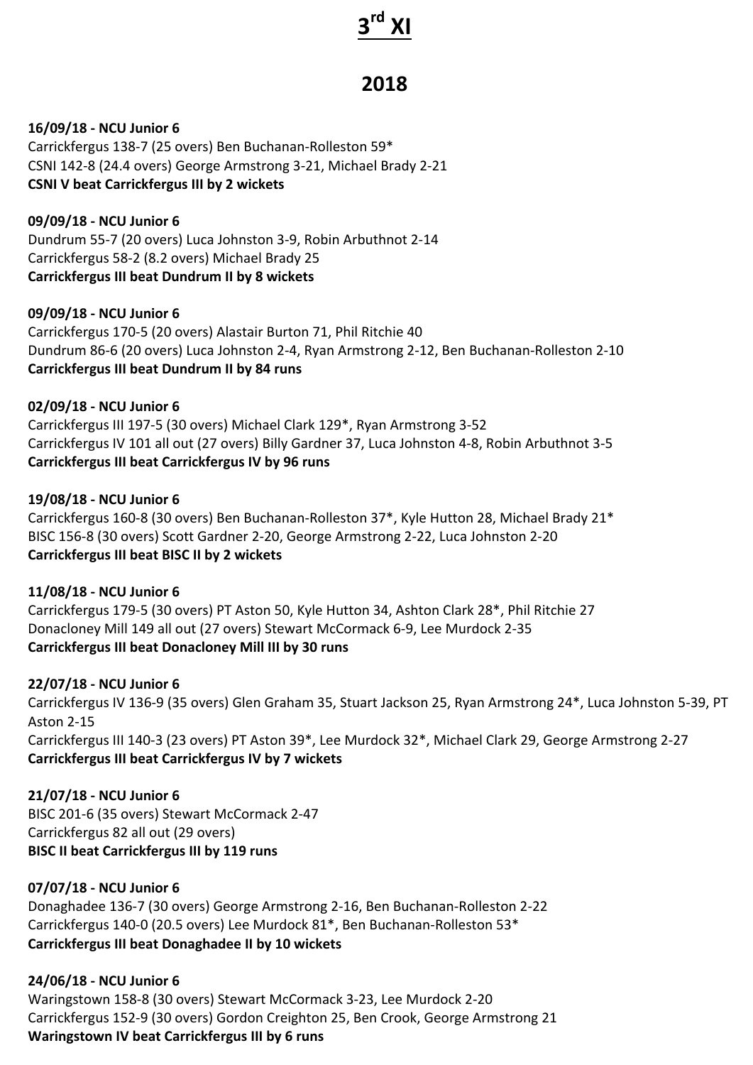# 3rd XI

## 2018

**16/09/18 - NCU Junior 6**
Carrickfergus 138-7 (25 overs) Ben Buchanan-Rolleston 59*
CSNI 142-8 (24.4 overs) George Armstrong 3-21, Michael Brady 2-21
**CSNI V beat Carrickfergus III by 2 wickets**

**09/09/18 - NCU Junior 6**
Dundrum 55-7 (20 overs) Luca Johnston 3-9, Robin Arbuthnot 2-14
Carrickfergus 58-2 (8.2 overs) Michael Brady 25
**Carrickfergus III beat Dundrum II by 8 wickets**

**09/09/18 - NCU Junior 6**
Carrickfergus 170-5 (20 overs) Alastair Burton 71, Phil Ritchie 40
Dundrum 86-6 (20 overs) Luca Johnston 2-4, Ryan Armstrong 2-12, Ben Buchanan-Rolleston 2-10
**Carrickfergus III beat Dundrum II by 84 runs**

**02/09/18 - NCU Junior 6**
Carrickfergus III 197-5 (30 overs) Michael Clark 129*, Ryan Armstrong 3-52
Carrickfergus IV 101 all out (27 overs) Billy Gardner 37, Luca Johnston 4-8, Robin Arbuthnot 3-5
**Carrickfergus III beat Carrickfergus IV by 96 runs**

**19/08/18 - NCU Junior 6**
Carrickfergus 160-8 (30 overs) Ben Buchanan-Rolleston 37*, Kyle Hutton 28, Michael Brady 21*
BISC 156-8 (30 overs) Scott Gardner 2-20, George Armstrong 2-22, Luca Johnston 2-20
**Carrickfergus III beat BISC II by 2 wickets**

**11/08/18 - NCU Junior 6**
Carrickfergus 179-5 (30 overs) PT Aston 50, Kyle Hutton 34, Ashton Clark 28*, Phil Ritchie 27
Donacloney Mill 149 all out (27 overs) Stewart McCormack 6-9, Lee Murdock 2-35
**Carrickfergus III beat Donacloney Mill III by 30 runs**

**22/07/18 - NCU Junior 6**
Carrickfergus IV 136-9 (35 overs) Glen Graham 35, Stuart Jackson 25, Ryan Armstrong 24*, Luca Johnston 5-39, PT Aston 2-15
Carrickfergus III 140-3 (23 overs) PT Aston 39*, Lee Murdock 32*, Michael Clark 29, George Armstrong 2-27
**Carrickfergus III beat Carrickfergus IV by 7 wickets**

**21/07/18 - NCU Junior 6**
BISC 201-6 (35 overs) Stewart McCormack 2-47
Carrickfergus 82 all out (29 overs)
**BISC II beat Carrickfergus III by 119 runs**

**07/07/18 - NCU Junior 6**
Donaghadee 136-7 (30 overs) George Armstrong 2-16, Ben Buchanan-Rolleston 2-22
Carrickfergus 140-0 (20.5 overs) Lee Murdock 81*, Ben Buchanan-Rolleston 53*
**Carrickfergus III beat Donaghadee II by 10 wickets**

**24/06/18 - NCU Junior 6**
Waringstown 158-8 (30 overs) Stewart McCormack 3-23, Lee Murdock 2-20
Carrickfergus 152-9 (30 overs) Gordon Creighton 25, Ben Crook, George Armstrong 21
**Waringstown IV beat Carrickfergus III by 6 runs**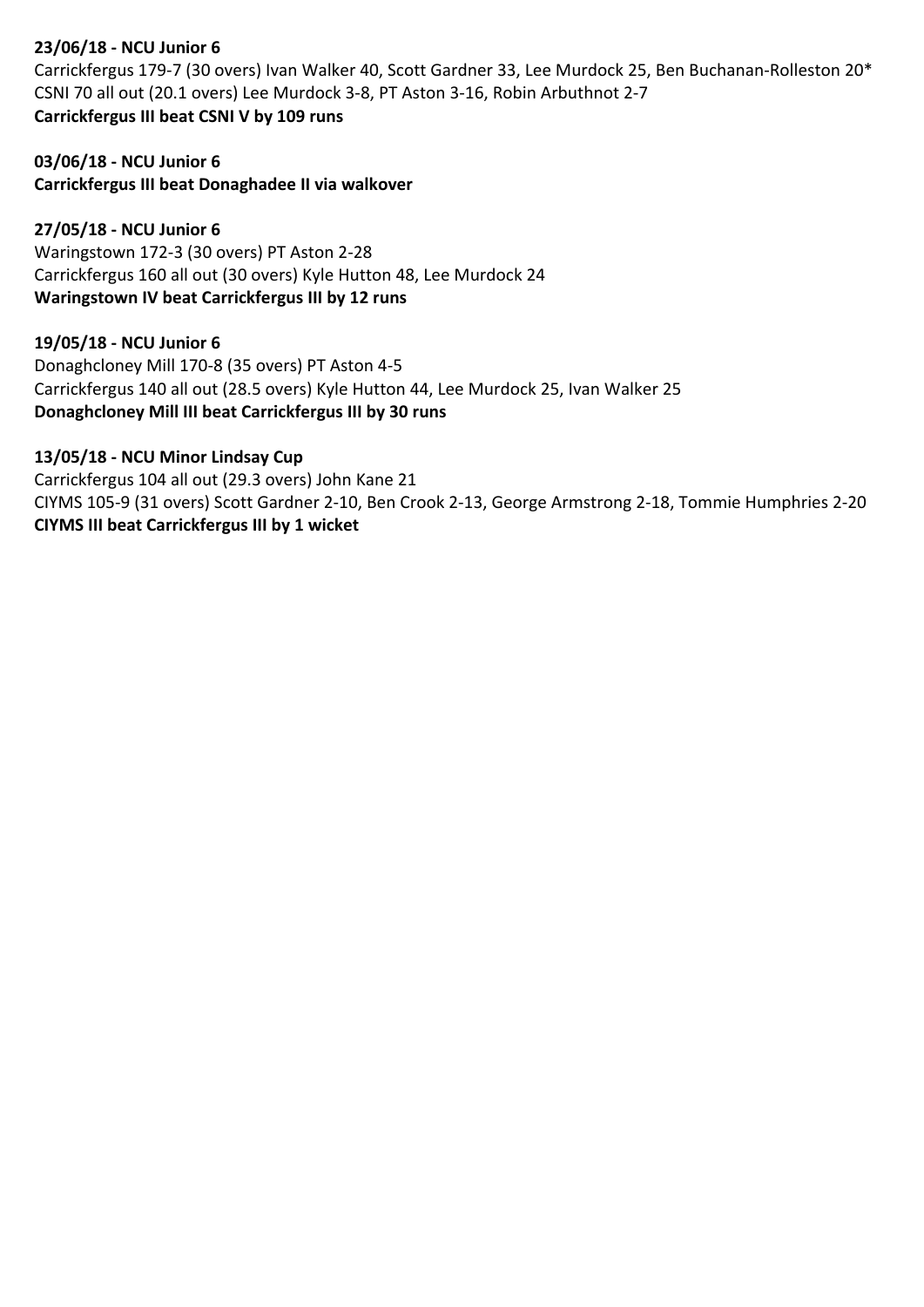**23/06/18 - NCU Junior 6**
Carrickfergus 179-7 (30 overs) Ivan Walker 40, Scott Gardner 33, Lee Murdock 25, Ben Buchanan-Rolleston 20*
CSNI 70 all out (20.1 overs) Lee Murdock 3-8, PT Aston 3-16, Robin Arbuthnot 2-7
**Carrickfergus III beat CSNI V by 109 runs**

**03/06/18 - NCU Junior 6**
**Carrickfergus III beat Donaghadee II via walkover**

**27/05/18 - NCU Junior 6**
Waringstown 172-3 (30 overs) PT Aston 2-28
Carrickfergus 160 all out (30 overs) Kyle Hutton 48, Lee Murdock 24
**Waringstown IV beat Carrickfergus III by 12 runs**

**19/05/18 - NCU Junior 6**
Donaghcloney Mill 170-8 (35 overs) PT Aston 4-5
Carrickfergus 140 all out (28.5 overs) Kyle Hutton 44, Lee Murdock 25, Ivan Walker 25
**Donaghcloney Mill III beat Carrickfergus III by 30 runs**

**13/05/18 - NCU Minor Lindsay Cup**
Carrickfergus 104 all out (29.3 overs) John Kane 21
CIYMS 105-9 (31 overs) Scott Gardner 2-10, Ben Crook 2-13, George Armstrong 2-18, Tommie Humphries 2-20
**CIYMS III beat Carrickfergus III by 1 wicket**